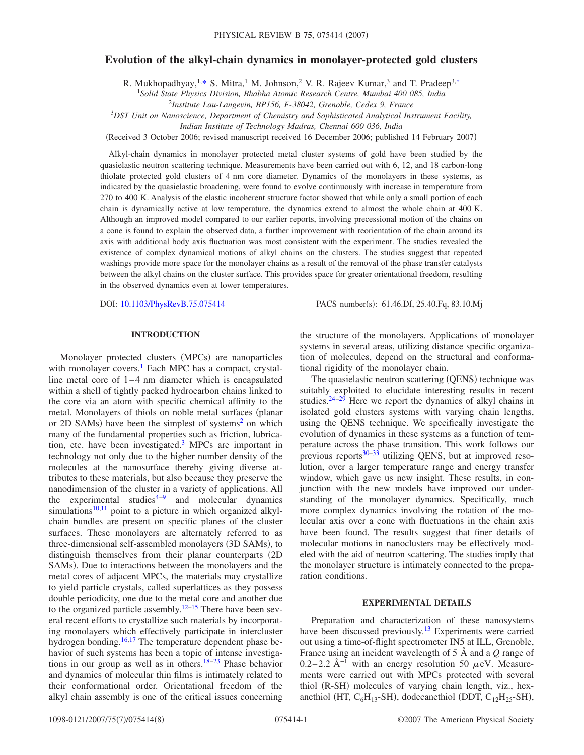# Evolution of the alkyl-chain dynamics in monolayer-protected gold clusters

R. Mukhopadhyay,[1,*] S. Mitra,[1] M. Johnson,[2] V. R. Rajeev Kumar,[3] and T. Pradeep[3,†]

[1]*Solid State Physics Division, Bhabha Atomic Research Centre, Mumbai 400 085, India*

[2]*Institute Lau-Langevin, BP156, F-38042, Grenoble, Cedex 9, France*

[3]*DST Unit on Nanoscience, Department of Chemistry and Sophisticated Analytical Instrument Facility, Indian Institute of Technology Madras, Chennai 600 036, India*

(Received 3 October 2006; revised manuscript received 16 December 2006; published 14 February 2007)

Alkyl-chain dynamics in monolayer protected metal cluster systems of gold have been studied by the quasielastic neutron scattering technique. Measurements have been carried out with 6, 12, and 18 carbon-long thiolate protected gold clusters of 4 nm core diameter. Dynamics of the monolayers in these systems, as indicated by the quasielastic broadening, were found to evolve continuously with increase in temperature from 270 to 400 K. Analysis of the elastic incoherent structure factor showed that while only a small portion of each chain is dynamically active at low temperature, the dynamics extend to almost the whole chain at 400 K. Although an improved model compared to our earlier reports, involving precessional motion of the chains on a cone is found to explain the observed data, a further improvement with reorientation of the chain around its axis with additional body axis fluctuation was most consistent with the experiment. The studies revealed the existence of complex dynamical motions of alkyl chains on the clusters. The studies suggest that repeated washings provide more space for the monolayer chains as a result of the removal of the phase transfer catalysts between the alkyl chains on the cluster surface. This provides space for greater orientational freedom, resulting in the observed dynamics even at lower temperatures.

DOI: 10.1103/PhysRevB.75.075414 PACS number(s): 61.46.Df, 25.40.Fq, 83.10.Mj

## INTRODUCTION

Monolayer protected clusters (MPCs) are nanoparticles with monolayer covers.[1] Each MPC has a compact, crystalline metal core of 1–4 nm diameter which is encapsulated within a shell of tightly packed hydrocarbon chains linked to the core via an atom with specific chemical affinity to the metal. Monolayers of thiols on noble metal surfaces (planar or 2D SAMs) have been the simplest of systems[2] on which many of the fundamental properties such as friction, lubrication, etc. have been investigated.[3] MPCs are important in technology not only due to the higher number density of the molecules at the nanosurface thereby giving diverse attributes to these materials, but also because they preserve the nanodimension of the cluster in a variety of applications. All the experimental studies[4–9] and molecular dynamics simulations[10,11] point to a picture in which organized alkyl-chain bundles are present on specific planes of the cluster surfaces. These monolayers are alternately referred to as three-dimensional self-assembled monolayers (3D SAMs), to distinguish themselves from their planar counterparts (2D SAMs). Due to interactions between the monolayers and the metal cores of adjacent MPCs, the materials may crystallize to yield particle crystals, called superlattices as they possess double periodicity, one due to the metal core and another due to the organized particle assembly.[12–15] There have been several recent efforts to crystallize such materials by incorporating monolayers which effectively participate in intercluster hydrogen bonding.[16,17] The temperature dependent phase behavior of such systems has been a topic of intense investigations in our group as well as in others.[18–23] Phase behavior and dynamics of molecular thin films is intimately related to their conformational order. Orientational freedom of the alkyl chain assembly is one of the critical issues concerning the structure of the monolayers. Applications of monolayer systems in several areas, utilizing distance specific organization of molecules, depend on the structural and conformational rigidity of the monolayer chain.

The quasielastic neutron scattering (QENS) technique was suitably exploited to elucidate interesting results in recent studies.[24–29] Here we report the dynamics of alkyl chains in isolated gold clusters systems with varying chain lengths, using the QENS technique. We specifically investigate the evolution of dynamics in these systems as a function of temperature across the phase transition. This work follows our previous reports[30–33] utilizing QENS, but at improved resolution, over a larger temperature range and energy transfer window, which gave us new insight. These results, in conjunction with the new models have improved our understanding of the monolayer dynamics. Specifically, much more complex dynamics involving the rotation of the molecular axis over a cone with fluctuations in the chain axis have been found. The results suggest that finer details of molecular motions in nanoclusters may be effectively modeled with the aid of neutron scattering. The studies imply that the monolayer structure is intimately connected to the preparation conditions.

## EXPERIMENTAL DETAILS

Preparation and characterization of these nanosystems have been discussed previously.[13] Experiments were carried out using a time-of-flight spectrometer IN5 at ILL, Grenoble, France using an incident wavelength of 5 Å and a $Q$ range of 0.2–2.2 Å$^{-1}$ with an energy resolution 50 $\mu$eV. Measurements were carried out with MPCs protected with several thiol (R-SH) molecules of varying chain length, viz., hexanethiol (HT, $C_6H_{13}$-SH), dodecanethiol (DDT, $C_{12}H_{25}$-SH),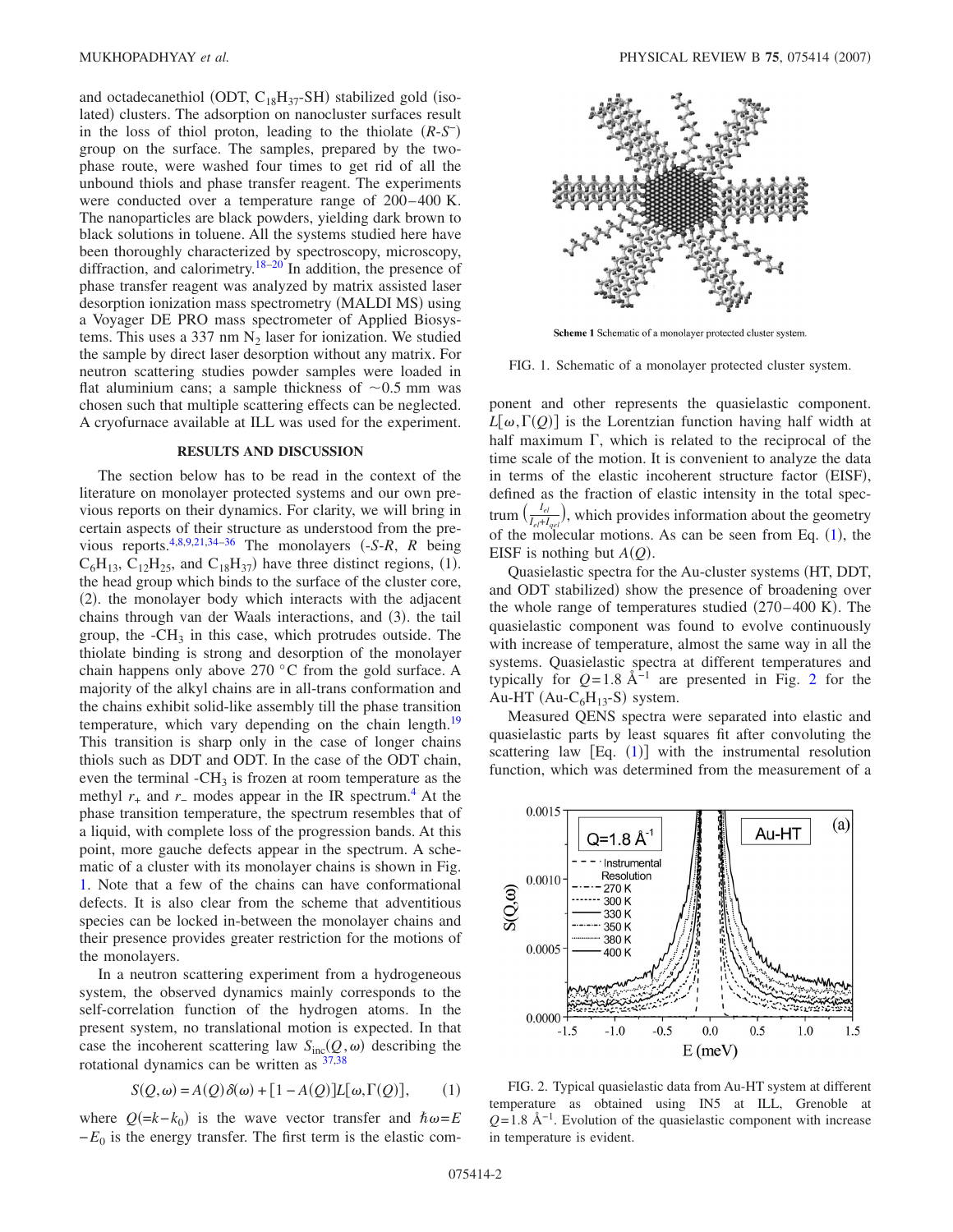and octadecanethiol (ODT, $C_{18}H_{37}$-SH) stabilized gold (isolated) clusters. The adsorption on nanocluster surfaces result in the loss of thiol proton, leading to the thiolate ($R$-$S^-$) group on the surface. The samples, prepared by the two-phase route, were washed four times to get rid of all the unbound thiols and phase transfer reagent. The experiments were conducted over a temperature range of 200–400 K. The nanoparticles are black powders, yielding dark brown to black solutions in toluene. All the systems studied here have been thoroughly characterized by spectroscopy, microscopy, diffraction, and calorimetry.[18–20] In addition, the presence of phase transfer reagent was analyzed by matrix assisted laser desorption ionization mass spectrometry (MALDI MS) using a Voyager DE PRO mass spectrometer of Applied Biosystems. This uses a 337 nm $N_2$ laser for ionization. We studied the sample by direct laser desorption without any matrix. For neutron scattering studies powder samples were loaded in flat aluminium cans; a sample thickness of ~0.5 mm was chosen such that multiple scattering effects can be neglected. A cryofurnace available at ILL was used for the experiment.

## RESULTS AND DISCUSSION

The section below has to be read in the context of the literature on monolayer protected systems and our own previous reports on their dynamics. For clarity, we will bring in certain aspects of their structure as understood from the previous reports.[4,8,9,21,34–36] The monolayers (-$S$-$R$, $R$ being $C_6H_{13}$, $C_{12}H_{25}$, and $C_{18}H_{37}$) have three distinct regions, (1). the head group which binds to the surface of the cluster core, (2). the monolayer body which interacts with the adjacent chains through van der Waals interactions, and (3). the tail group, the -$CH_3$ in this case, which protrudes outside. The thiolate binding is strong and desorption of the monolayer chain happens only above 270 °C from the gold surface. A majority of the alkyl chains are in all-trans conformation and the chains exhibit solid-like assembly till the phase transition temperature, which vary depending on the chain length.[19] This transition is sharp only in the case of longer chains thiols such as DDT and ODT. In the case of the ODT chain, even the terminal -$CH_3$ is frozen at room temperature as the methyl $r_+$ and $r_-$ modes appear in the IR spectrum.[4] At the phase transition temperature, the spectrum resembles that of a liquid, with complete loss of the progression bands. At this point, more gauche defects appear in the spectrum. A schematic of a cluster with its monolayer chains is shown in Fig. 1. Note that a few of the chains can have conformational defects. It is also clear from the scheme that adventitious species can be locked in-between the monolayer chains and their presence provides greater restriction for the motions of the monolayers.

In a neutron scattering experiment from a hydrogeneous system, the observed dynamics mainly corresponds to the self-correlation function of the hydrogen atoms. In the present system, no translational motion is expected. In that case the incoherent scattering law $S_{\text{inc}}(Q,\omega)$ describing the rotational dynamics can be written as [37,38]

$$S(Q,\omega) = A(Q)\delta(\omega) + [1 - A(Q)]L[\omega,\Gamma(Q)], \qquad (1)$$

where $Q(=k-k_0)$ is the wave vector transfer and $\hbar\omega = E - E_0$ is the energy transfer. The first term is the elastic component and other represents the quasielastic component. $L[\omega,\Gamma(Q)]$ is the Lorentzian function having half width at half maximum $\Gamma$, which is related to the reciprocal of the time scale of the motion. It is convenient to analyze the data in terms of the elastic incoherent structure factor (EISF), defined as the fraction of elastic intensity in the total spectrum $\left(\frac{I_{el}}{I_{el}+I_{qel}}\right)$, which provides information about the geometry of the molecular motions. As can be seen from Eq. (1), the EISF is nothing but $A(Q)$.

Scheme 1 Schematic of a monolayer protected cluster system.

FIG. 1. Schematic of a monolayer protected cluster system.

Quasielastic spectra for the Au-cluster systems (HT, DDT, and ODT stabilized) show the presence of broadening over the whole range of temperatures studied (270–400 K). The quasielastic component was found to evolve continuously with increase of temperature, almost the same way in all the systems. Quasielastic spectra at different temperatures and typically for $Q=1.8$ Å$^{-1}$ are presented in Fig. 2 for the Au-HT (Au-$C_6H_{13}$-S) system.

Measured QENS spectra were separated into elastic and quasielastic parts by least squares fit after convoluting the scattering law [Eq. (1)] with the instrumental resolution function, which was determined from the measurement of a

FIG. 2. Typical quasielastic data from Au-HT system at different temperature as obtained using IN5 at ILL, Grenoble at $Q=1.8$ Å$^{-1}$. Evolution of the quasielastic component with increase in temperature is evident.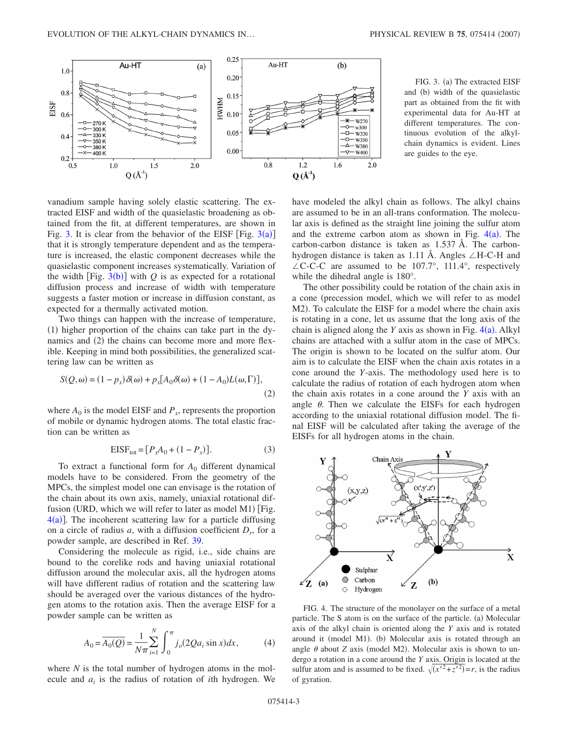FIG. 3. (a) The extracted EISF and (b) width of the quasielastic part as obtained from the fit with experimental data for Au-HT at different temperatures. The continuous evolution of the alkyl-chain dynamics is evident. Lines are guides to the eye.

vanadium sample having solely elastic scattering. The extracted EISF and width of the quasielastic broadening as obtained from the fit, at different temperatures, are shown in Fig. 3. It is clear from the behavior of the EISF [Fig. 3(a)] that it is strongly temperature dependent and as the temperature is increased, the elastic component decreases while the quasielastic component increases systematically. Variation of the width [Fig. 3(b)] with $Q$ is as expected for a rotational diffusion process and increase of width with temperature suggests a faster motion or increase in diffusion constant, as expected for a thermally activated motion.

Two things can happen with the increase of temperature, (1) higher proportion of the chains can take part in the dynamics and (2) the chains can become more and more flexible. Keeping in mind both possibilities, the generalized scattering law can be written as

$$S(Q,\omega) = (1 - p_x)\delta(\omega) + p_x[A_0\delta(\omega) + (1 - A_0)L(\omega,\Gamma)], \tag{2}$$

where $A_0$ is the model EISF and $P_x$, represents the proportion of mobile or dynamic hydrogen atoms. The total elastic fraction can be written as

$$\mathrm{EISF}_{\mathrm{tot}} = [P_x A_0 + (1 - P_x)]. \tag{3}$$

To extract a functional form for $A_0$ different dynamical models have to be considered. From the geometry of the MPCs, the simplest model one can envisage is the rotation of the chain about its own axis, namely, uniaxial rotational diffusion (URD, which we will refer to later as model M1) [Fig. 4(a)]. The incoherent scattering law for a particle diffusing on a circle of radius $a$, with a diffusion coefficient $D_r$, for a powder sample, are described in Ref. 39.

Considering the molecule as rigid, i.e., side chains are bound to the corelike rods and having uniaxial rotational diffusion around the molecular axis, all the hydrogen atoms will have different radius of rotation and the scattering law should be averaged over the various distances of the hydrogen atoms to the rotation axis. Then the average EISF for a powder sample can be written as

$$A_0 = \overline{A_0(Q)} = \frac{1}{N\pi}\sum_{i=1}^{N}\int_0^{\pi} j_o(2Qa_i \sin x)dx, \tag{4}$$

where $N$ is the total number of hydrogen atoms in the molecule and $a_i$ is the radius of rotation of $i$th hydrogen. We have modeled the alkyl chain as follows. The alkyl chains are assumed to be in an all-trans conformation. The molecular axis is defined as the straight line joining the sulfur atom and the extreme carbon atom as shown in Fig. 4(a). The carbon-carbon distance is taken as 1.537 Å. The carbon-hydrogen distance is taken as 1.11 Å. Angles ∠H-C-H and ∠C-C-C are assumed to be 107.7°, 111.4°, respectively while the dihedral angle is 180°.

The other possibility could be rotation of the chain axis in a cone (precession model, which we will refer to as model M2). To calculate the EISF for a model where the chain axis is rotating in a cone, let us assume that the long axis of the chain is aligned along the $Y$ axis as shown in Fig. 4(a). Alkyl chains are attached with a sulfur atom in the case of MPCs. The origin is shown to be located on the sulfur atom. Our aim is to calculate the EISF when the chain axis rotates in a cone around the $Y$-axis. The methodology used here is to calculate the radius of rotation of each hydrogen atom when the chain axis rotates in a cone around the $Y$ axis with an angle $\theta$. Then we calculate the EISFs for each hydrogen according to the uniaxial rotational diffusion model. The final EISF will be calculated after taking the average of the EISFs for all hydrogen atoms in the chain.

FIG. 4. The structure of the monolayer on the surface of a metal particle. The S atom is on the surface of the particle. (a) Molecular axis of the alkyl chain is oriented along the $Y$ axis and is rotated around it (model M1). (b) Molecular axis is rotated through an angle $\theta$ about $Z$ axis (model M2). Molecular axis is shown to undergo a rotation in a cone around the $Y$ axis. Origin is located at the sulfur atom and is assumed to be fixed. $\sqrt{(x'^2+z'^2)} = r$, is the radius of gyration.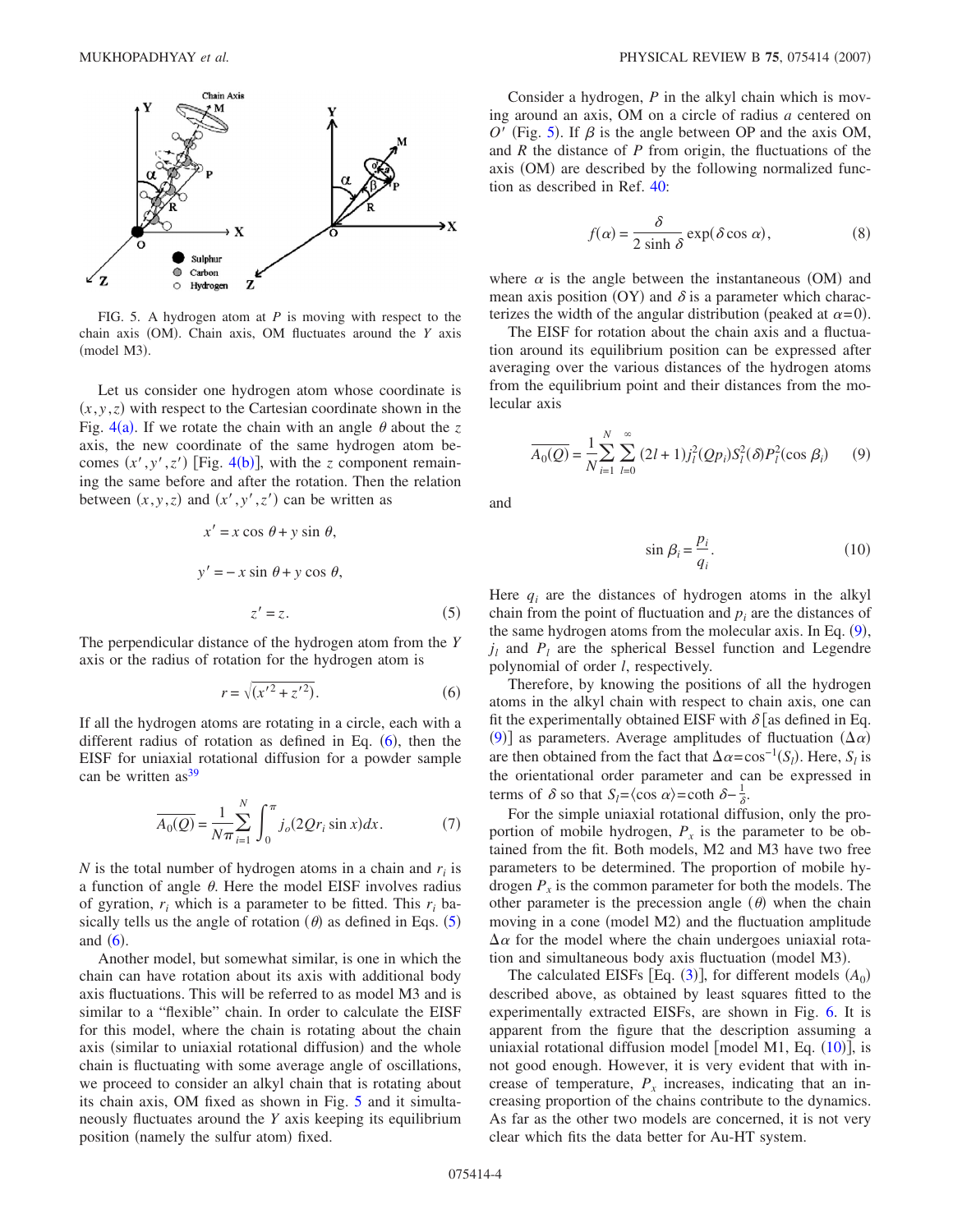FIG. 5. A hydrogen atom at $P$ is moving with respect to the chain axis (OM). Chain axis, OM fluctuates around the $Y$ axis (model M3).

Let us consider one hydrogen atom whose coordinate is $(x,y,z)$ with respect to the Cartesian coordinate shown in the Fig. 4(a). If we rotate the chain with an angle $\theta$ about the $z$ axis, the new coordinate of the same hydrogen atom becomes $(x',y',z')$ [Fig. 4(b)], with the $z$ component remaining the same before and after the rotation. Then the relation between $(x,y,z)$ and $(x',y',z')$ can be written as

$$x' = x\cos\theta + y\sin\theta,$$

$$y' = -x\sin\theta + y\cos\theta,$$

$$z' = z. \tag{5}$$

The perpendicular distance of the hydrogen atom from the $Y$ axis or the radius of rotation for the hydrogen atom is

$$r = \sqrt{(x'^2 + z'^2)}. \tag{6}$$

If all the hydrogen atoms are rotating in a circle, each with a different radius of rotation as defined in Eq. (6), then the EISF for uniaxial rotational diffusion for a powder sample can be written as[39]

$$\overline{A_0(Q)} = \frac{1}{N\pi}\sum_{i=1}^{N}\int_0^{\pi} j_o(2Qr_i\sin x)dx. \tag{7}$$

$N$ is the total number of hydrogen atoms in a chain and $r_i$ is a function of angle $\theta$. Here the model EISF involves radius of gyration, $r_i$ which is a parameter to be fitted. This $r_i$ basically tells us the angle of rotation $(\theta)$ as defined in Eqs. (5) and (6).

Another model, but somewhat similar, is one in which the chain can have rotation about its axis with additional body axis fluctuations. This will be referred to as model M3 and is similar to a "flexible" chain. In order to calculate the EISF for this model, where the chain is rotating about the chain axis (similar to uniaxial rotational diffusion) and the whole chain is fluctuating with some average angle of oscillations, we proceed to consider an alkyl chain that is rotating about its chain axis, OM fixed as shown in Fig. 5 and it simultaneously fluctuates around the $Y$ axis keeping its equilibrium position (namely the sulfur atom) fixed.

Consider a hydrogen, $P$ in the alkyl chain which is moving around an axis, OM on a circle of radius $a$ centered on $O'$ (Fig. 5). If $\beta$ is the angle between OP and the axis OM, and $R$ the distance of $P$ from origin, the fluctuations of the axis (OM) are described by the following normalized function as described in Ref. 40:

$$f(\alpha) = \frac{\delta}{2\sinh\delta}\exp(\delta\cos\alpha), \tag{8}$$

where $\alpha$ is the angle between the instantaneous (OM) and mean axis position (OY) and $\delta$ is a parameter which characterizes the width of the angular distribution (peaked at $\alpha=0$).

The EISF for rotation about the chain axis and a fluctuation around its equilibrium position can be expressed after averaging over the various distances of the hydrogen atoms from the equilibrium point and their distances from the molecular axis

$$\overline{A_0(Q)} = \frac{1}{N}\sum_{i=1}^{N}\sum_{l=0}^{\infty}(2l+1)j_l^2(Qp_i)S_l^2(\delta)P_l^2(\cos\beta_i) \tag{9}$$

and

$$\sin\beta_i = \frac{p_i}{q_i}. \tag{10}$$

Here $q_i$ are the distances of hydrogen atoms in the alkyl chain from the point of fluctuation and $p_i$ are the distances of the same hydrogen atoms from the molecular axis. In Eq. (9), $j_l$ and $P_l$ are the spherical Bessel function and Legendre polynomial of order $l$, respectively.

Therefore, by knowing the positions of all the hydrogen atoms in the alkyl chain with respect to chain axis, one can fit the experimentally obtained EISF with $\delta$ [as defined in Eq. (9)] as parameters. Average amplitudes of fluctuation $(\Delta\alpha)$ are then obtained from the fact that $\Delta\alpha=\cos^{-1}(S_l)$. Here, $S_l$ is the orientational order parameter and can be expressed in terms of $\delta$ so that $S_l=\langle\cos\alpha\rangle=\coth\delta-\frac{1}{\delta}$.

For the simple uniaxial rotational diffusion, only the proportion of mobile hydrogen, $P_x$ is the parameter to be obtained from the fit. Both models, M2 and M3 have two free parameters to be determined. The proportion of mobile hydrogen $P_x$ is the common parameter for both the models. The other parameter is the precession angle $(\theta)$ when the chain moving in a cone (model M2) and the fluctuation amplitude $\Delta\alpha$ for the model where the chain undergoes uniaxial rotation and simultaneous body axis fluctuation (model M3).

The calculated EISFs [Eq. (3)], for different models $(A_0)$ described above, as obtained by least squares fitted to the experimentally extracted EISFs, are shown in Fig. 6. It is apparent from the figure that the description assuming a uniaxial rotational diffusion model [model M1, Eq. (10)], is not good enough. However, it is very evident that with increase of temperature, $P_x$ increases, indicating that an increasing proportion of the chains contribute to the dynamics. As far as the other two models are concerned, it is not very clear which fits the data better for Au-HT system.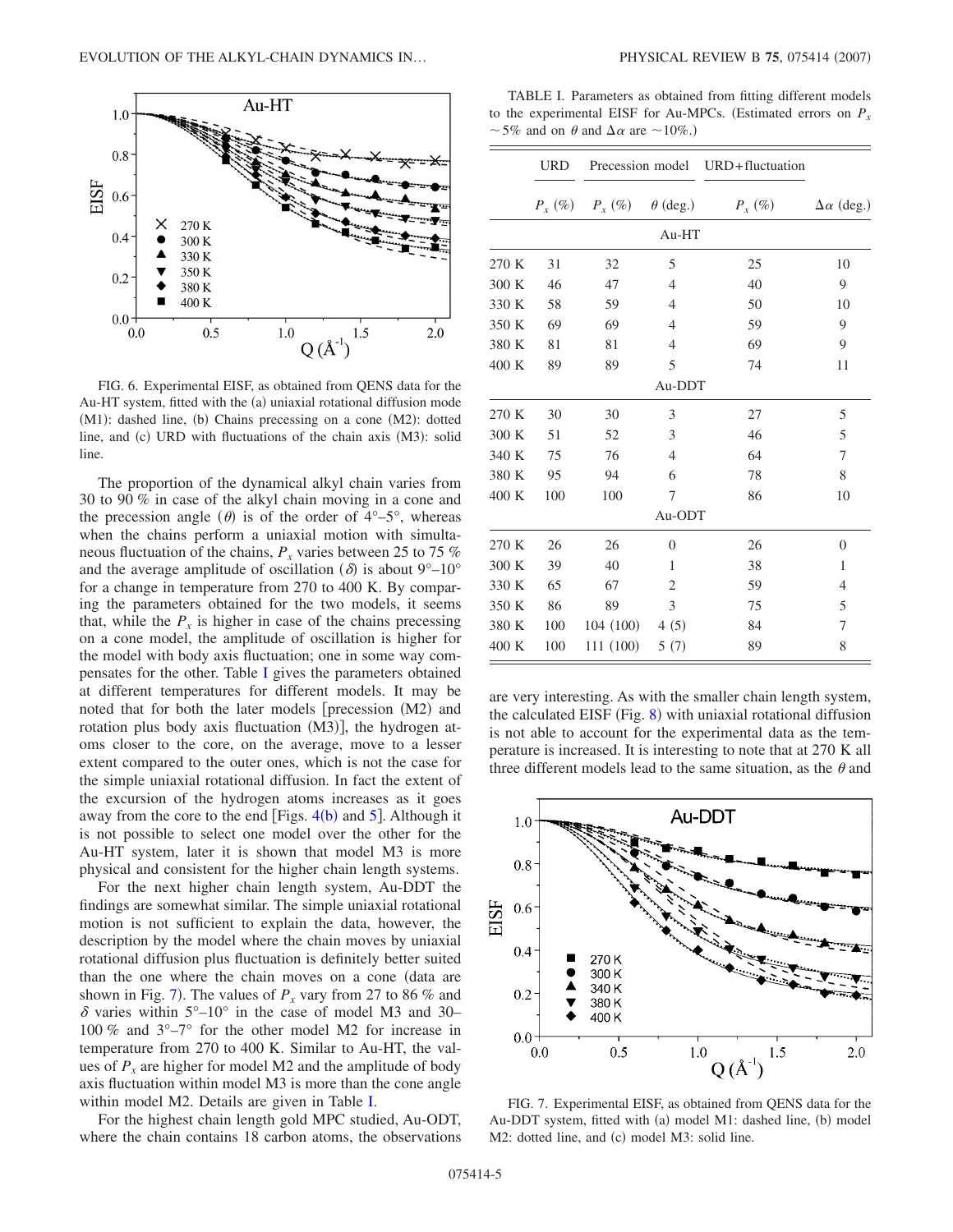FIG. 6. Experimental EISF, as obtained from QENS data for the Au-HT system, fitted with the (a) uniaxial rotational diffusion mode (M1): dashed line, (b) Chains precessing on a cone (M2): dotted line, and (c) URD with fluctuations of the chain axis (M3): solid line.

The proportion of the dynamical alkyl chain varies from 30 to 90 % in case of the alkyl chain moving in a cone and the precession angle ($\theta$) is of the order of 4°–5°, whereas when the chains perform a uniaxial motion with simultaneous fluctuation of the chains, $P_x$ varies between 25 to 75 % and the average amplitude of oscillation ($\delta$) is about 9°–10° for a change in temperature from 270 to 400 K. By comparing the parameters obtained for the two models, it seems that, while the $P_x$ is higher in case of the chains precessing on a cone model, the amplitude of oscillation is higher for the model with body axis fluctuation; one in some way compensates for the other. Table I gives the parameters obtained at different temperatures for different models. It may be noted that for both the later models [precession (M2) and rotation plus body axis fluctuation (M3)], the hydrogen atoms closer to the core, on the average, move to a lesser extent compared to the outer ones, which is not the case for the simple uniaxial rotational diffusion. In fact the extent of the excursion of the hydrogen atoms increases as it goes away from the core to the end [Figs. 4(b) and 5]. Although it is not possible to select one model over the other for the Au-HT system, later it is shown that model M3 is more physical and consistent for the higher chain length systems.

For the next higher chain length system, Au-DDT the findings are somewhat similar. The simple uniaxial rotational motion is not sufficient to explain the data, however, the description by the model where the chain moves by uniaxial rotational diffusion plus fluctuation is definitely better suited than the one where the chain moves on a cone (data are shown in Fig. 7). The values of $P_x$ vary from 27 to 86 % and $\delta$ varies within 5°–10° in the case of model M3 and 30–100 % and 3°–7° for the other model M2 for increase in temperature from 270 to 400 K. Similar to Au-HT, the values of $P_x$ are higher for model M2 and the amplitude of body axis fluctuation within model M3 is more than the cone angle within model M2. Details are given in Table I.

For the highest chain length gold MPC studied, Au-ODT, where the chain contains 18 carbon atoms, the observations are very interesting. As with the smaller chain length system, the calculated EISF (Fig. 8) with uniaxial rotational diffusion is not able to account for the experimental data as the temperature is increased. It is interesting to note that at 270 K all three different models lead to the same situation, as the $\theta$ and

TABLE I. Parameters as obtained from fitting different models to the experimental EISF for Au-MPCs. (Estimated errors on $P_x$ ~5% and on $\theta$ and $\Delta\alpha$ are ~10%.)

| | URD | Precession model | | URD+fluctuation | |
|---|---|---|---|---|---|
| | $P_x$ (%) | $P_x$ (%) | $\theta$ (deg.) | $P_x$ (%) | $\Delta\alpha$ (deg.) |
| | | | Au-HT | | |
| 270 K | 31 | 32 | 5 | 25 | 10 |
| 300 K | 46 | 47 | 4 | 40 | 9 |
| 330 K | 58 | 59 | 4 | 50 | 10 |
| 350 K | 69 | 69 | 4 | 59 | 9 |
| 380 K | 81 | 81 | 4 | 69 | 9 |
| 400 K | 89 | 89 | 5 | 74 | 11 |
| | | | Au-DDT | | |
| 270 K | 30 | 30 | 3 | 27 | 5 |
| 300 K | 51 | 52 | 3 | 46 | 5 |
| 340 K | 75 | 76 | 4 | 64 | 7 |
| 380 K | 95 | 94 | 6 | 78 | 8 |
| 400 K | 100 | 100 | 7 | 86 | 10 |
| | | | Au-ODT | | |
| 270 K | 26 | 26 | 0 | 26 | 0 |
| 300 K | 39 | 40 | 1 | 38 | 1 |
| 330 K | 65 | 67 | 2 | 59 | 4 |
| 350 K | 86 | 89 | 3 | 75 | 5 |
| 380 K | 100 | 104 (100) | 4 (5) | 84 | 7 |
| 400 K | 100 | 111 (100) | 5 (7) | 89 | 8 |

FIG. 7. Experimental EISF, as obtained from QENS data for the Au-DDT system, fitted with (a) model M1: dashed line, (b) model M2: dotted line, and (c) model M3: solid line.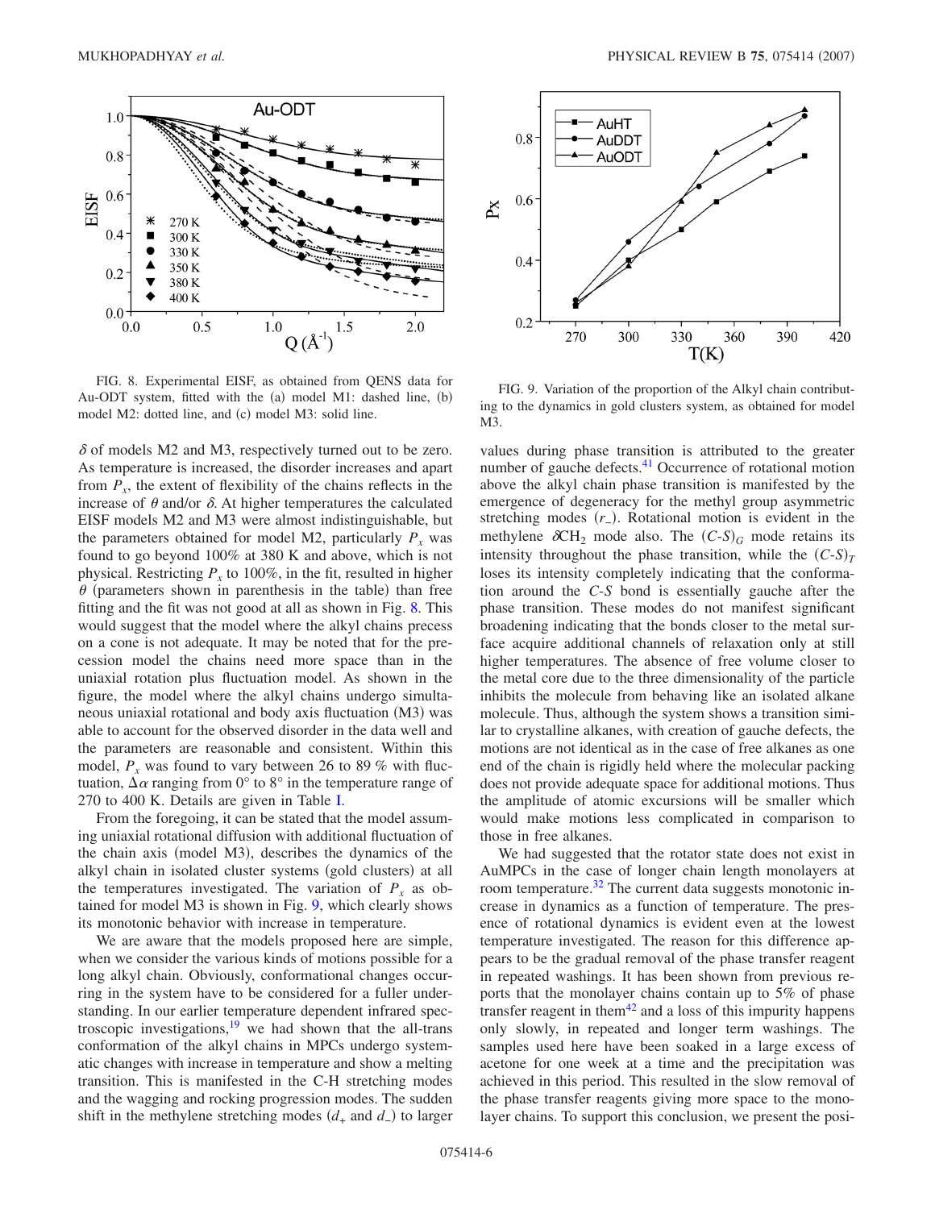FIG. 8. Experimental EISF, as obtained from QENS data for Au-ODT system, fitted with the (a) model M1: dashed line, (b) model M2: dotted line, and (c) model M3: solid line.

FIG. 9. Variation of the proportion of the Alkyl chain contributing to the dynamics in gold clusters system, as obtained for model M3.

$\delta$ of models M2 and M3, respectively turned out to be zero. As temperature is increased, the disorder increases and apart from $P_x$, the extent of flexibility of the chains reflects in the increase of $\theta$ and/or $\delta$. At higher temperatures the calculated EISF models M2 and M3 were almost indistinguishable, but the parameters obtained for model M2, particularly $P_x$ was found to go beyond 100% at 380 K and above, which is not physical. Restricting $P_x$ to 100%, in the fit, resulted in higher $\theta$ (parameters shown in parenthesis in the table) than free fitting and the fit was not good at all as shown in Fig. 8. This would suggest that the model where the alkyl chains precess on a cone is not adequate. It may be noted that for the precession model the chains need more space than in the uniaxial rotation plus fluctuation model. As shown in the figure, the model where the alkyl chains undergo simultaneous uniaxial rotational and body axis fluctuation (M3) was able to account for the observed disorder in the data well and the parameters are reasonable and consistent. Within this model, $P_x$ was found to vary between 26 to 89 % with fluctuation, $\Delta\alpha$ ranging from 0° to 8° in the temperature range of 270 to 400 K. Details are given in Table I.

From the foregoing, it can be stated that the model assuming uniaxial rotational diffusion with additional fluctuation of the chain axis (model M3), describes the dynamics of the alkyl chain in isolated cluster systems (gold clusters) at all the temperatures investigated. The variation of $P_x$ as obtained for model M3 is shown in Fig. 9, which clearly shows its monotonic behavior with increase in temperature.

We are aware that the models proposed here are simple, when we consider the various kinds of motions possible for a long alkyl chain. Obviously, conformational changes occurring in the system have to be considered for a fuller understanding. In our earlier temperature dependent infrared spectroscopic investigations,[19] we had shown that the all-trans conformation of the alkyl chains in MPCs undergo systematic changes with increase in temperature and show a melting transition. This is manifested in the C-H stretching modes and the wagging and rocking progression modes. The sudden shift in the methylene stretching modes ($d_+$ and $d_-$) to larger values during phase transition is attributed to the greater number of gauche defects.[41] Occurrence of rotational motion above the alkyl chain phase transition is manifested by the emergence of degeneracy for the methyl group asymmetric stretching modes ($r_-$). Rotational motion is evident in the methylene $\delta CH_2$ mode also. The $(C\text{-}S)_G$ mode retains its intensity throughout the phase transition, while the $(C\text{-}S)_T$ loses its intensity completely indicating that the conformation around the *C-S* bond is essentially gauche after the phase transition. These modes do not manifest significant broadening indicating that the bonds closer to the metal surface acquire additional channels of relaxation only at still higher temperatures. The absence of free volume closer to the metal core due to the three dimensionality of the particle inhibits the molecule from behaving like an isolated alkane molecule. Thus, although the system shows a transition similar to crystalline alkanes, with creation of gauche defects, the motions are not identical as in the case of free alkanes as one end of the chain is rigidly held where the molecular packing does not provide adequate space for additional motions. Thus the amplitude of atomic excursions will be smaller which would make motions less complicated in comparison to those in free alkanes.

We had suggested that the rotator state does not exist in AuMPCs in the case of longer chain length monolayers at room temperature.[32] The current data suggests monotonic increase in dynamics as a function of temperature. The presence of rotational dynamics is evident even at the lowest temperature investigated. The reason for this difference appears to be the gradual removal of the phase transfer reagent in repeated washings. It has been shown from previous reports that the monolayer chains contain up to 5% of phase transfer reagent in them[42] and a loss of this impurity happens only slowly, in repeated and longer term washings. The samples used here have been soaked in a large excess of acetone for one week at a time and the precipitation was achieved in this period. This resulted in the slow removal of the phase transfer reagents giving more space to the monolayer chains. To support this conclusion, we present the posi-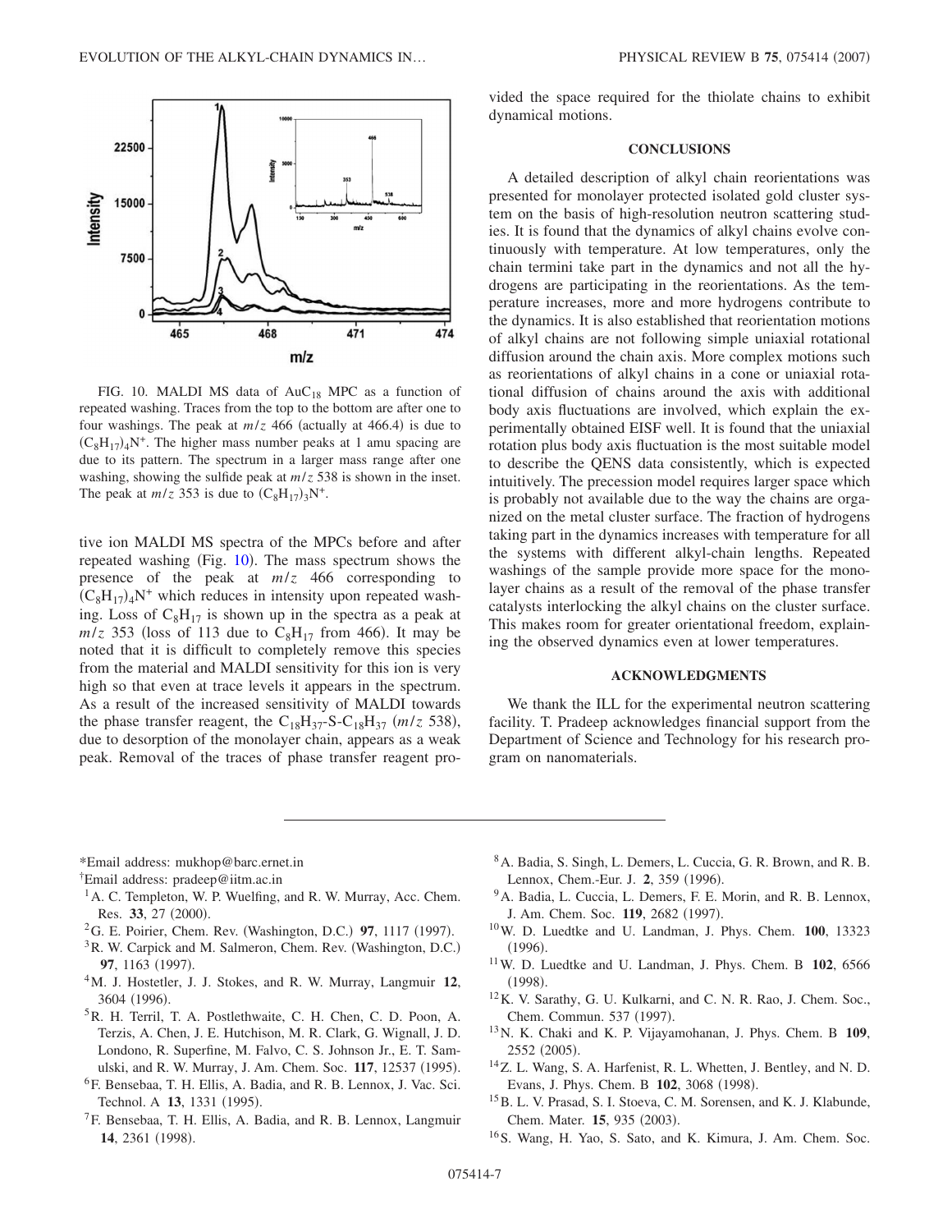FIG. 10. MALDI MS data of $AuC_{18}$ MPC as a function of repeated washing. Traces from the top to the bottom are after one to four washings. The peak at $m/z$ 466 (actually at 466.4) is due to $(C_8H_{17})_4N^+$. The higher mass number peaks at 1 amu spacing are due to its pattern. The spectrum in a larger mass range after one washing, showing the sulfide peak at $m/z$ 538 is shown in the inset. The peak at $m/z$ 353 is due to $(C_8H_{17})_3N^+$.

tive ion MALDI MS spectra of the MPCs before and after repeated washing (Fig. 10). The mass spectrum shows the presence of the peak at $m/z$ 466 corresponding to $(C_8H_{17})_4N^+$ which reduces in intensity upon repeated washing. Loss of $C_8H_{17}$ is shown up in the spectra as a peak at $m/z$ 353 (loss of 113 due to $C_8H_{17}$ from 466). It may be noted that it is difficult to completely remove this species from the material and MALDI sensitivity for this ion is very high so that even at trace levels it appears in the spectrum. As a result of the increased sensitivity of MALDI towards the phase transfer reagent, the $C_{18}H_{37}$-S-$C_{18}H_{37}$ ($m/z$ 538), due to desorption of the monolayer chain, appears as a weak peak. Removal of the traces of phase transfer reagent provided the space required for the thiolate chains to exhibit dynamical motions.

## CONCLUSIONS

A detailed description of alkyl chain reorientations was presented for monolayer protected isolated gold cluster system on the basis of high-resolution neutron scattering studies. It is found that the dynamics of alkyl chains evolve continuously with temperature. At low temperatures, only the chain termini take part in the dynamics and not all the hydrogens are participating in the reorientations. As the temperature increases, more and more hydrogens contribute to the dynamics. It is also established that reorientation motions of alkyl chains are not following simple uniaxial rotational diffusion around the chain axis. More complex motions such as reorientations of alkyl chains in a cone or uniaxial rotational diffusion of chains around the axis with additional body axis fluctuations are involved, which explain the experimentally obtained EISF well. It is found that the uniaxial rotation plus body axis fluctuation is the most suitable model to describe the QENS data consistently, which is expected intuitively. The precession model requires larger space which is probably not available due to the way the chains are organized on the metal cluster surface. The fraction of hydrogens taking part in the dynamics increases with temperature for all the systems with different alkyl-chain lengths. Repeated washings of the sample provide more space for the monolayer chains as a result of the removal of the phase transfer catalysts interlocking the alkyl chains on the cluster surface. This makes room for greater orientational freedom, explaining the observed dynamics even at lower temperatures.

## ACKNOWLEDGMENTS

We thank the ILL for the experimental neutron scattering facility. T. Pradeep acknowledges financial support from the Department of Science and Technology for his research program on nanomaterials.

---

*Email address: mukhop@barc.ernet.in

†Email address: pradeep@iitm.ac.in

[1] A. C. Templeton, W. P. Wuelfing, and R. W. Murray, Acc. Chem. Res. **33**, 27 (2000).

[2] G. E. Poirier, Chem. Rev. (Washington, D.C.) **97**, 1117 (1997).

[3] R. W. Carpick and M. Salmeron, Chem. Rev. (Washington, D.C.) **97**, 1163 (1997).

[4] M. J. Hostetler, J. J. Stokes, and R. W. Murray, Langmuir **12**, 3604 (1996).

[5] R. H. Terril, T. A. Postlethwaite, C. H. Chen, C. D. Poon, A. Terzis, A. Chen, J. E. Hutchison, M. R. Clark, G. Wignall, J. D. Londono, R. Superfine, M. Falvo, C. S. Johnson Jr., E. T. Samulski, and R. W. Murray, J. Am. Chem. Soc. **117**, 12537 (1995).

[6] F. Bensebaa, T. H. Ellis, A. Badia, and R. B. Lennox, J. Vac. Sci. Technol. A **13**, 1331 (1995).

[7] F. Bensebaa, T. H. Ellis, A. Badia, and R. B. Lennox, Langmuir **14**, 2361 (1998).

[8] A. Badia, S. Singh, L. Demers, L. Cuccia, G. R. Brown, and R. B. Lennox, Chem.-Eur. J. **2**, 359 (1996).

[9] A. Badia, L. Cuccia, L. Demers, F. E. Morin, and R. B. Lennox, J. Am. Chem. Soc. **119**, 2682 (1997).

[10] W. D. Luedtke and U. Landman, J. Phys. Chem. **100**, 13323 (1996).

[11] W. D. Luedtke and U. Landman, J. Phys. Chem. B **102**, 6566 (1998).

[12] K. V. Sarathy, G. U. Kulkarni, and C. N. R. Rao, J. Chem. Soc., Chem. Commun. 537 (1997).

[13] N. K. Chaki and K. P. Vijayamohanan, J. Phys. Chem. B **109**, 2552 (2005).

[14] Z. L. Wang, S. A. Harfenist, R. L. Whetten, J. Bentley, and N. D. Evans, J. Phys. Chem. B **102**, 3068 (1998).

[15] B. L. V. Prasad, S. I. Stoeva, C. M. Sorensen, and K. J. Klabunde, Chem. Mater. **15**, 935 (2003).

[16] S. Wang, H. Yao, S. Sato, and K. Kimura, J. Am. Chem. Soc.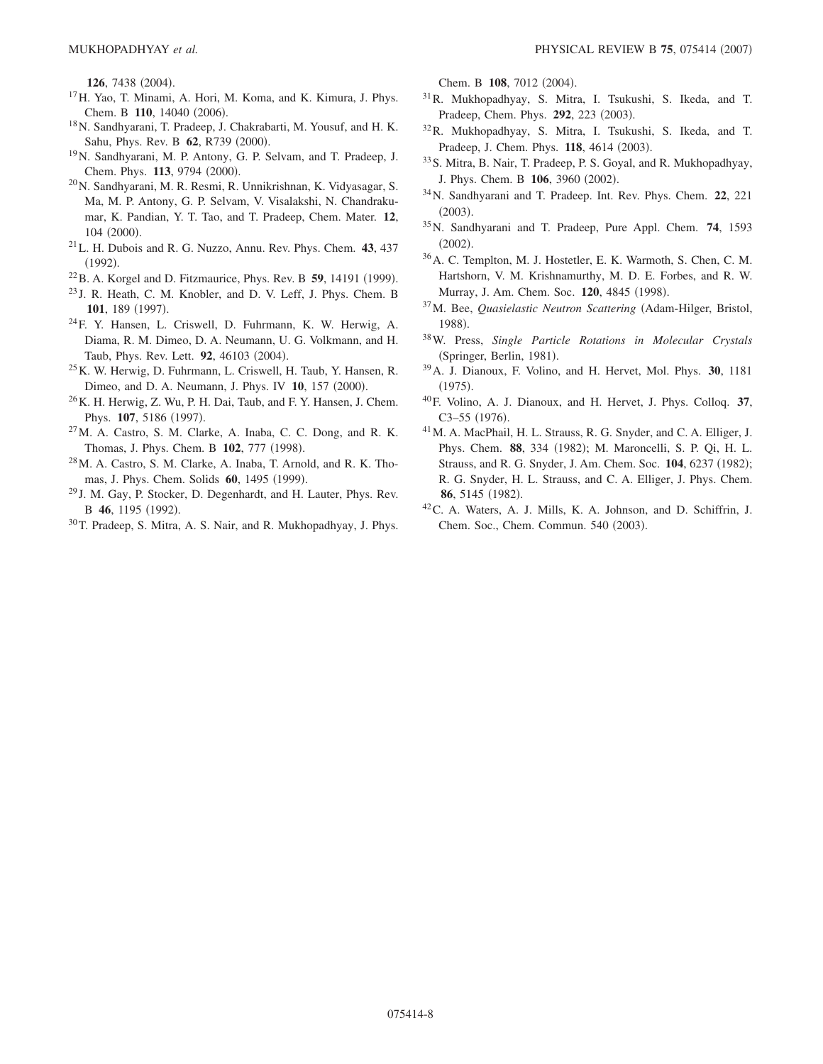**126**, 7438 (2004).

[17] H. Yao, T. Minami, A. Hori, M. Koma, and K. Kimura, J. Phys. Chem. B **110**, 14040 (2006).

[18] N. Sandhyarani, T. Pradeep, J. Chakrabarti, M. Yousuf, and H. K. Sahu, Phys. Rev. B **62**, R739 (2000).

[19] N. Sandhyarani, M. P. Antony, G. P. Selvam, and T. Pradeep, J. Chem. Phys. **113**, 9794 (2000).

[20] N. Sandhyarani, M. R. Resmi, R. Unnikrishnan, K. Vidyasagar, S. Ma, M. P. Antony, G. P. Selvam, V. Visalakshi, N. Chandrakumar, K. Pandian, Y. T. Tao, and T. Pradeep, Chem. Mater. **12**, 104 (2000).

[21] L. H. Dubois and R. G. Nuzzo, Annu. Rev. Phys. Chem. **43**, 437 (1992).

[22] B. A. Korgel and D. Fitzmaurice, Phys. Rev. B **59**, 14191 (1999).

[23] J. R. Heath, C. M. Knobler, and D. V. Leff, J. Phys. Chem. B **101**, 189 (1997).

[24] F. Y. Hansen, L. Criswell, D. Fuhrmann, K. W. Herwig, A. Diama, R. M. Dimeo, D. A. Neumann, U. G. Volkmann, and H. Taub, Phys. Rev. Lett. **92**, 46103 (2004).

[25] K. W. Herwig, D. Fuhrmann, L. Criswell, H. Taub, Y. Hansen, R. Dimeo, and D. A. Neumann, J. Phys. IV **10**, 157 (2000).

[26] K. H. Herwig, Z. Wu, P. H. Dai, Taub, and F. Y. Hansen, J. Chem. Phys. **107**, 5186 (1997).

[27] M. A. Castro, S. M. Clarke, A. Inaba, C. C. Dong, and R. K. Thomas, J. Phys. Chem. B **102**, 777 (1998).

[28] M. A. Castro, S. M. Clarke, A. Inaba, T. Arnold, and R. K. Thomas, J. Phys. Chem. Solids **60**, 1495 (1999).

[29] J. M. Gay, P. Stocker, D. Degenhardt, and H. Lauter, Phys. Rev. B **46**, 1195 (1992).

[30] T. Pradeep, S. Mitra, A. S. Nair, and R. Mukhopadhyay, J. Phys. Chem. B **108**, 7012 (2004).

[31] R. Mukhopadhyay, S. Mitra, I. Tsukushi, S. Ikeda, and T. Pradeep, Chem. Phys. **292**, 223 (2003).

[32] R. Mukhopadhyay, S. Mitra, I. Tsukushi, S. Ikeda, and T. Pradeep, J. Chem. Phys. **118**, 4614 (2003).

[33] S. Mitra, B. Nair, T. Pradeep, P. S. Goyal, and R. Mukhopadhyay, J. Phys. Chem. B **106**, 3960 (2002).

[34] N. Sandhyarani and T. Pradeep. Int. Rev. Phys. Chem. **22**, 221 (2003).

[35] N. Sandhyarani and T. Pradeep, Pure Appl. Chem. **74**, 1593 (2002).

[36] A. C. Templton, M. J. Hostetler, E. K. Warmoth, S. Chen, C. M. Hartshorn, V. M. Krishnamurthy, M. D. E. Forbes, and R. W. Murray, J. Am. Chem. Soc. **120**, 4845 (1998).

[37] M. Bee, *Quasielastic Neutron Scattering* (Adam-Hilger, Bristol, 1988).

[38] W. Press, *Single Particle Rotations in Molecular Crystals* (Springer, Berlin, 1981).

[39] A. J. Dianoux, F. Volino, and H. Hervet, Mol. Phys. **30**, 1181 (1975).

[40] F. Volino, A. J. Dianoux, and H. Hervet, J. Phys. Colloq. **37**, C3–55 (1976).

[41] M. A. MacPhail, H. L. Strauss, R. G. Snyder, and C. A. Elliger, J. Phys. Chem. **88**, 334 (1982); M. Maroncelli, S. P. Qi, H. L. Strauss, and R. G. Snyder, J. Am. Chem. Soc. **104**, 6237 (1982); R. G. Snyder, H. L. Strauss, and C. A. Elliger, J. Phys. Chem. **86**, 5145 (1982).

[42] C. A. Waters, A. J. Mills, K. A. Johnson, and D. Schiffrin, J. Chem. Soc., Chem. Commun. 540 (2003).